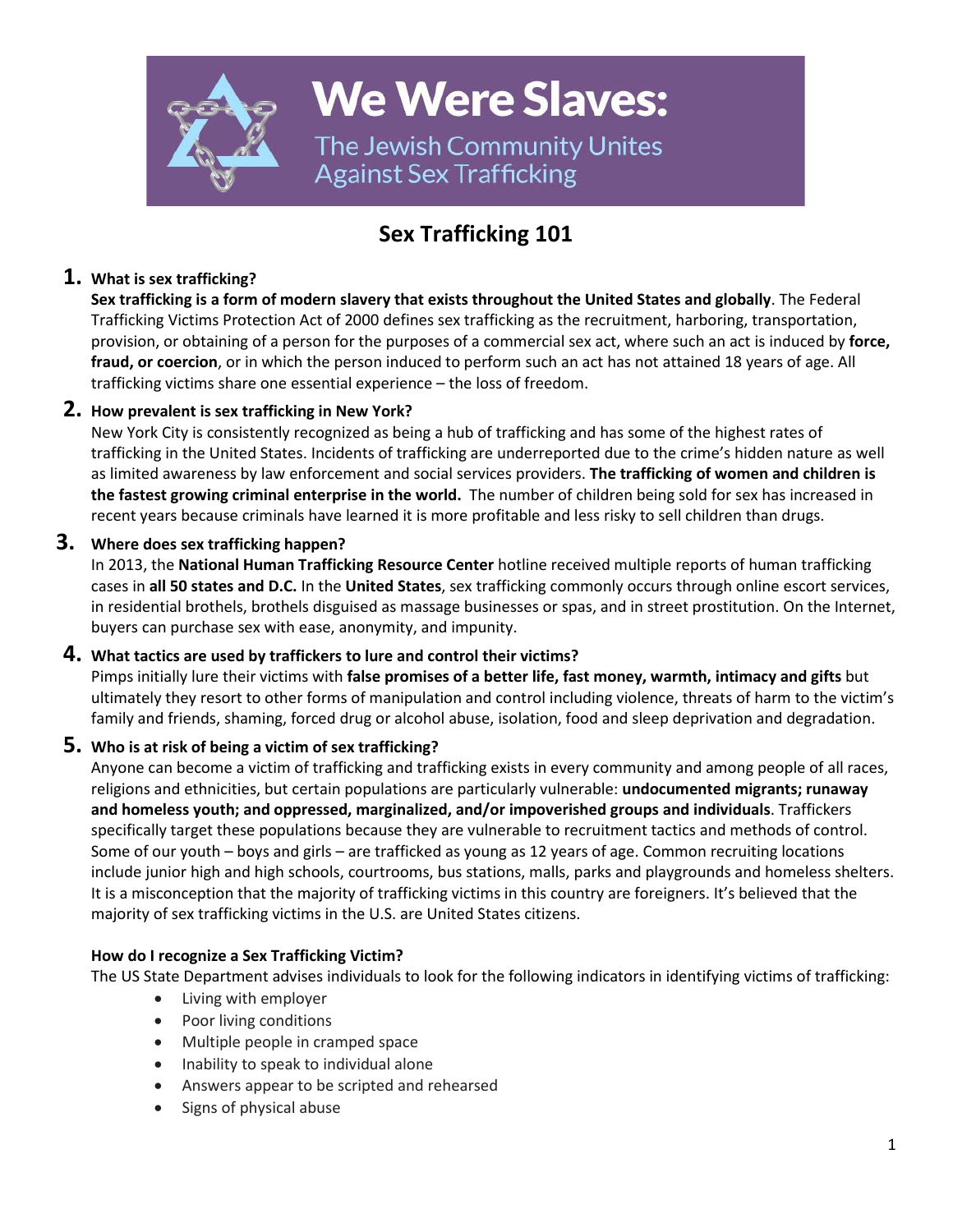# We Were Slaves:

The Jewish Community Unites Against Sex Trafficking

## Sex Trafficking 101

1. **What is sex trafficking?**
   **Sex trafficking is a form of modern slavery that exists throughout the United States and globally**. The Federal Trafficking Victims Protection Act of 2000 defines sex trafficking as the recruitment, harboring, transportation, provision, or obtaining of a person for the purposes of a commercial sex act, where such an act is induced by **force, fraud, or coercion**, or in which the person induced to perform such an act has not attained 18 years of age. All trafficking victims share one essential experience – the loss of freedom.

2. **How prevalent is sex trafficking in New York?**
   New York City is consistently recognized as being a hub of trafficking and has some of the highest rates of trafficking in the United States. Incidents of trafficking are underreported due to the crime's hidden nature as well as limited awareness by law enforcement and social services providers. **The trafficking of women and children is the fastest growing criminal enterprise in the world.** The number of children being sold for sex has increased in recent years because criminals have learned it is more profitable and less risky to sell children than drugs.

3. **Where does sex trafficking happen?**
   In 2013, the **National Human Trafficking Resource Center** hotline received multiple reports of human trafficking cases in **all 50 states and D.C.** In the **United States**, sex trafficking commonly occurs through online escort services, in residential brothels, brothels disguised as massage businesses or spas, and in street prostitution. On the Internet, buyers can purchase sex with ease, anonymity, and impunity.

4. **What tactics are used by traffickers to lure and control their victims?**
   Pimps initially lure their victims with **false promises of a better life, fast money, warmth, intimacy and gifts** but ultimately they resort to other forms of manipulation and control including violence, threats of harm to the victim's family and friends, shaming, forced drug or alcohol abuse, isolation, food and sleep deprivation and degradation.

5. **Who is at risk of being a victim of sex trafficking?**
   Anyone can become a victim of trafficking and trafficking exists in every community and among people of all races, religions and ethnicities, but certain populations are particularly vulnerable: **undocumented migrants; runaway and homeless youth; and oppressed, marginalized, and/or impoverished groups and individuals**. Traffickers specifically target these populations because they are vulnerable to recruitment tactics and methods of control. Some of our youth – boys and girls – are trafficked as young as 12 years of age. Common recruiting locations include junior high and high schools, courtrooms, bus stations, malls, parks and playgrounds and homeless shelters. It is a misconception that the majority of trafficking victims in this country are foreigners. It's believed that the majority of sex trafficking victims in the U.S. are United States citizens.

**How do I recognize a Sex Trafficking Victim?**

The US State Department advises individuals to look for the following indicators in identifying victims of trafficking:

- Living with employer
- Poor living conditions
- Multiple people in cramped space
- Inability to speak to individual alone
- Answers appear to be scripted and rehearsed
- Signs of physical abuse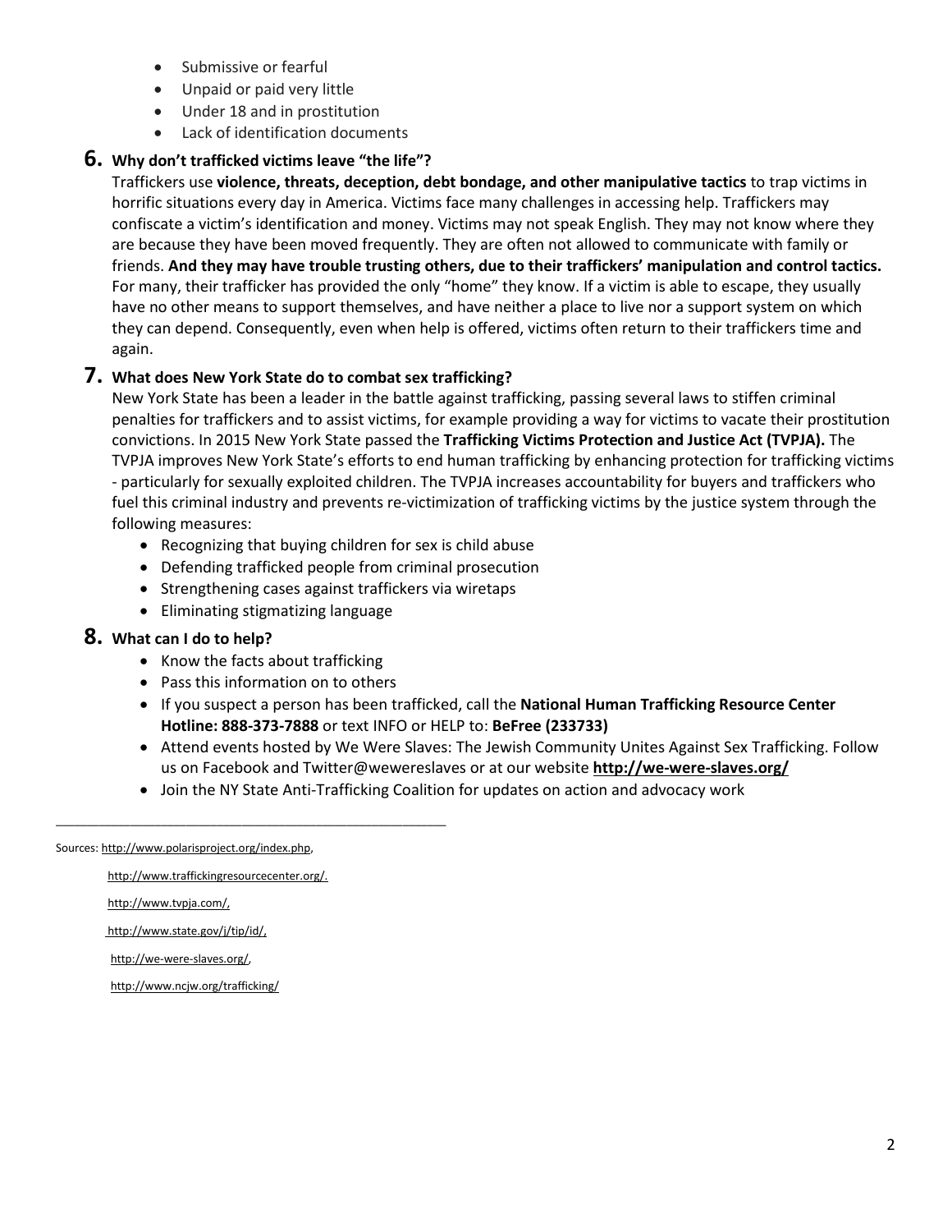- Submissive or fearful
- Unpaid or paid very little
- Under 18 and in prostitution
- Lack of identification documents

## 6. Why don't trafficked victims leave "the life"?

Traffickers use **violence, threats, deception, debt bondage, and other manipulative tactics** to trap victims in horrific situations every day in America. Victims face many challenges in accessing help. Traffickers may confiscate a victim's identification and money. Victims may not speak English. They may not know where they are because they have been moved frequently. They are often not allowed to communicate with family or friends. **And they may have trouble trusting others, due to their traffickers' manipulation and control tactics.** For many, their trafficker has provided the only "home" they know. If a victim is able to escape, they usually have no other means to support themselves, and have neither a place to live nor a support system on which they can depend. Consequently, even when help is offered, victims often return to their traffickers time and again.

## 7. What does New York State do to combat sex trafficking?

New York State has been a leader in the battle against trafficking, passing several laws to stiffen criminal penalties for traffickers and to assist victims, for example providing a way for victims to vacate their prostitution convictions. In 2015 New York State passed the **Trafficking Victims Protection and Justice Act (TVPJA).** The TVPJA improves New York State's efforts to end human trafficking by enhancing protection for trafficking victims - particularly for sexually exploited children. The TVPJA increases accountability for buyers and traffickers who fuel this criminal industry and prevents re-victimization of trafficking victims by the justice system through the following measures:

- Recognizing that buying children for sex is child abuse
- Defending trafficked people from criminal prosecution
- Strengthening cases against traffickers via wiretaps
- Eliminating stigmatizing language

## 8. What can I do to help?

- Know the facts about trafficking
- Pass this information on to others
- If you suspect a person has been trafficked, call the **National Human Trafficking Resource Center Hotline: 888-373-7888** or text INFO or HELP to: **BeFree (233733)**
- Attend events hosted by We Were Slaves: The Jewish Community Unites Against Sex Trafficking. Follow us on Facebook and Twitter@wewereslaves or at our website **http://we-were-slaves.org/**
- Join the NY State Anti-Trafficking Coalition for updates on action and advocacy work

---

Sources: http://www.polarisproject.org/index.php,

http://www.traffickingresourcecenter.org/.

http://www.tvpja.com/,

http://www.state.gov/j/tip/id/,

http://we-were-slaves.org/,

http://www.ncjw.org/trafficking/